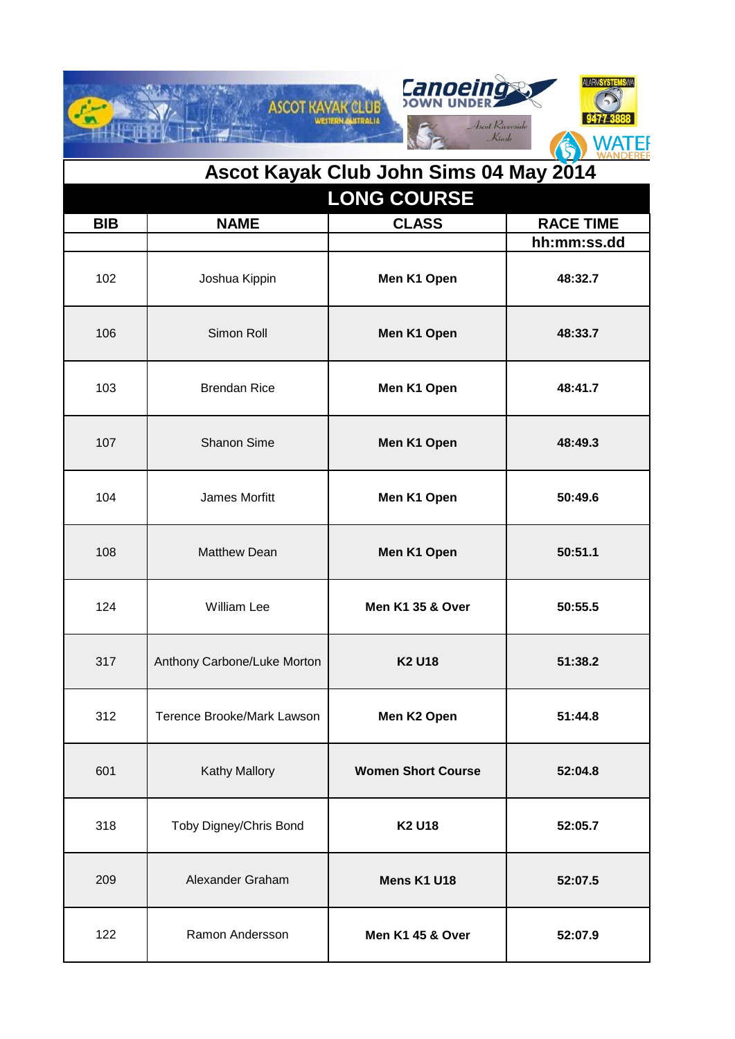# Ascot Kayak Club John Sims 04 May 2014

## LONG COURSE

| BIB | NAME | CLASS | RACE TIME |
|---|---|---|---|
| | | | hh:mm:ss.dd |
| 102 | Joshua Kippin | Men K1 Open | 48:32.7 |
| 106 | Simon Roll | Men K1 Open | 48:33.7 |
| 103 | Brendan Rice | Men K1 Open | 48:41.7 |
| 107 | Shanon Sime | Men K1 Open | 48:49.3 |
| 104 | James Morfitt | Men K1 Open | 50:49.6 |
| 108 | Matthew Dean | Men K1 Open | 50:51.1 |
| 124 | William Lee | Men K1 35 & Over | 50:55.5 |
| 317 | Anthony Carbone/Luke Morton | K2 U18 | 51:38.2 |
| 312 | Terence Brooke/Mark Lawson | Men K2 Open | 51:44.8 |
| 601 | Kathy Mallory | Women Short Course | 52:04.8 |
| 318 | Toby Digney/Chris Bond | K2 U18 | 52:05.7 |
| 209 | Alexander Graham | Mens K1 U18 | 52:07.5 |
| 122 | Ramon Andersson | Men K1 45 & Over | 52:07.9 |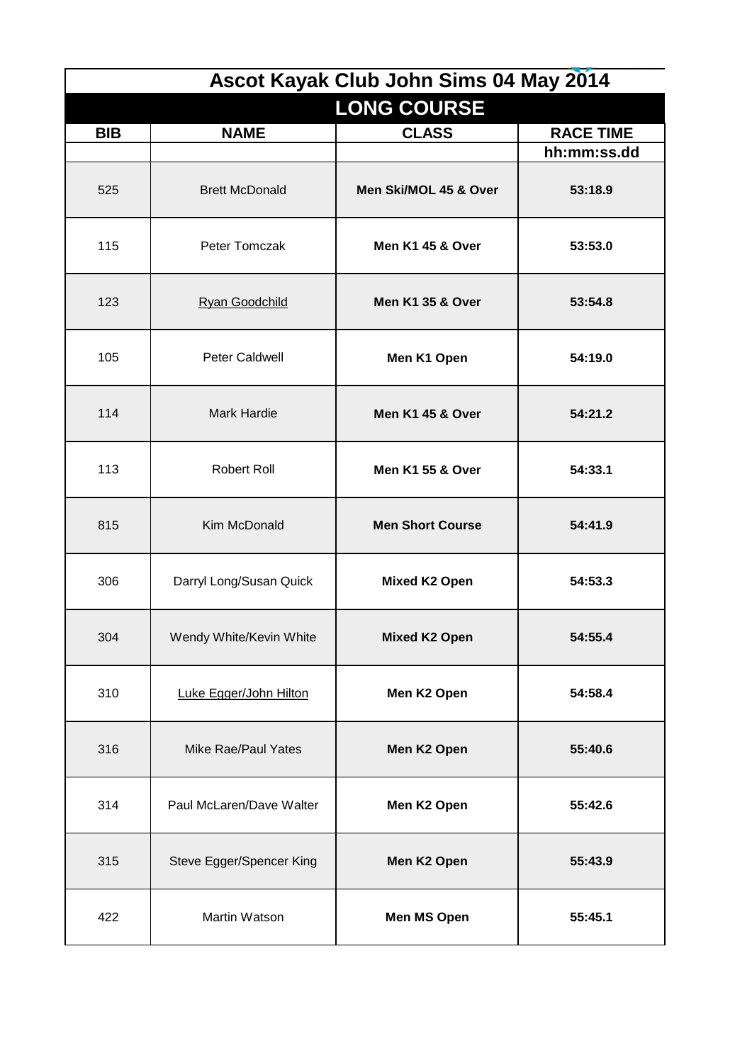# Ascot Kayak Club John Sims 04 May 2014

## LONG COURSE

| BIB | NAME | CLASS | RACE TIME |
|---|---|---|---|
| | | | hh:mm:ss.dd |
| 525 | Brett McDonald | **Men Ski/MOL 45 & Over** | **53:18.9** |
| 115 | Peter Tomczak | **Men K1 45 & Over** | **53:53.0** |
| 123 | Ryan Goodchild | **Men K1 35 & Over** | **53:54.8** |
| 105 | Peter Caldwell | **Men K1 Open** | **54:19.0** |
| 114 | Mark Hardie | **Men K1 45 & Over** | **54:21.2** |
| 113 | Robert Roll | **Men K1 55 & Over** | **54:33.1** |
| 815 | Kim McDonald | **Men Short Course** | **54:41.9** |
| 306 | Darryl Long/Susan Quick | **Mixed K2 Open** | **54:53.3** |
| 304 | Wendy White/Kevin White | **Mixed K2 Open** | **54:55.4** |
| 310 | Luke Egger/John Hilton | **Men K2 Open** | **54:58.4** |
| 316 | Mike Rae/Paul Yates | **Men K2 Open** | **55:40.6** |
| 314 | Paul McLaren/Dave Walter | **Men K2 Open** | **55:42.6** |
| 315 | Steve Egger/Spencer King | **Men K2 Open** | **55:43.9** |
| 422 | Martin Watson | **Men MS Open** | **55:45.1** |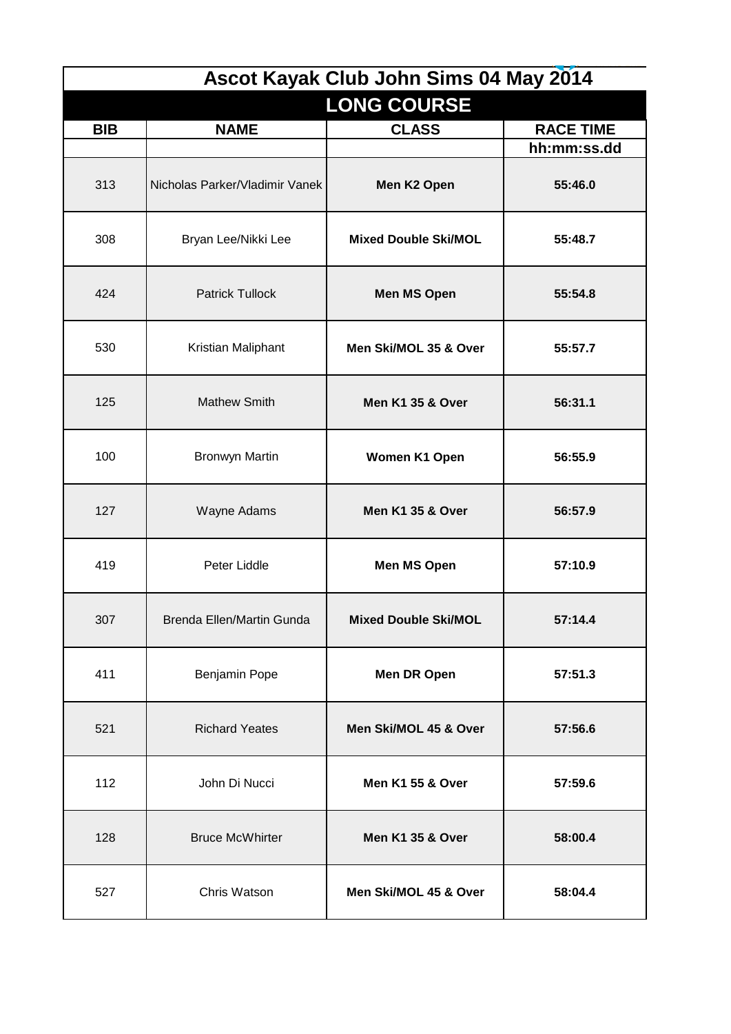# Ascot Kayak Club John Sims 04 May 2014

## LONG COURSE

| BIB | NAME | CLASS | RACE TIME |
|---|---|---|---|
| | | | hh:mm:ss.dd |
| 313 | Nicholas Parker/Vladimir Vanek | **Men K2 Open** | **55:46.0** |
| 308 | Bryan Lee/Nikki Lee | **Mixed Double Ski/MOL** | **55:48.7** |
| 424 | Patrick Tullock | **Men MS Open** | **55:54.8** |
| 530 | Kristian Maliphant | **Men Ski/MOL 35 & Over** | **55:57.7** |
| 125 | Mathew Smith | **Men K1 35 & Over** | **56:31.1** |
| 100 | Bronwyn Martin | **Women K1 Open** | **56:55.9** |
| 127 | Wayne Adams | **Men K1 35 & Over** | **56:57.9** |
| 419 | Peter Liddle | **Men MS Open** | **57:10.9** |
| 307 | Brenda Ellen/Martin Gunda | **Mixed Double Ski/MOL** | **57:14.4** |
| 411 | Benjamin Pope | **Men DR Open** | **57:51.3** |
| 521 | Richard Yeates | **Men Ski/MOL 45 & Over** | **57:56.6** |
| 112 | John Di Nucci | **Men K1 55 & Over** | **57:59.6** |
| 128 | Bruce McWhirter | **Men K1 35 & Over** | **58:00.4** |
| 527 | Chris Watson | **Men Ski/MOL 45 & Over** | **58:04.4** |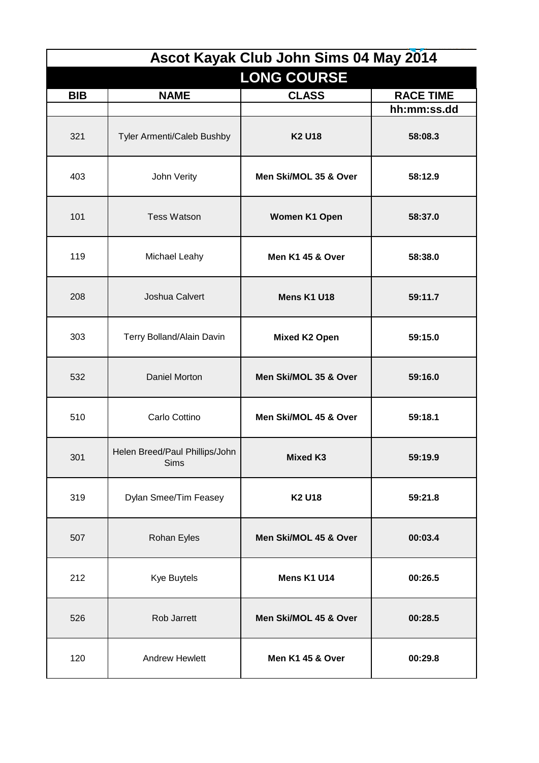# Ascot Kayak Club John Sims 04 May 2014

## LONG COURSE

| BIB | NAME | CLASS | RACE TIME |
|---|---|---|---|
| | | | hh:mm:ss.dd |
| 321 | Tyler Armenti/Caleb Bushby | **K2 U18** | **58:08.3** |
| 403 | John Verity | **Men Ski/MOL 35 & Over** | **58:12.9** |
| 101 | Tess Watson | **Women K1 Open** | **58:37.0** |
| 119 | Michael Leahy | **Men K1 45 & Over** | **58:38.0** |
| 208 | Joshua Calvert | **Mens K1 U18** | **59:11.7** |
| 303 | Terry Bolland/Alain Davin | **Mixed K2 Open** | **59:15.0** |
| 532 | Daniel Morton | **Men Ski/MOL 35 & Over** | **59:16.0** |
| 510 | Carlo Cottino | **Men Ski/MOL 45 & Over** | **59:18.1** |
| 301 | Helen Breed/Paul Phillips/John Sims | **Mixed K3** | **59:19.9** |
| 319 | Dylan Smee/Tim Feasey | **K2 U18** | **59:21.8** |
| 507 | Rohan Eyles | **Men Ski/MOL 45 & Over** | **00:03.4** |
| 212 | Kye Buytels | **Mens K1 U14** | **00:26.5** |
| 526 | Rob Jarrett | **Men Ski/MOL 45 & Over** | **00:28.5** |
| 120 | Andrew Hewlett | **Men K1 45 & Over** | **00:29.8** |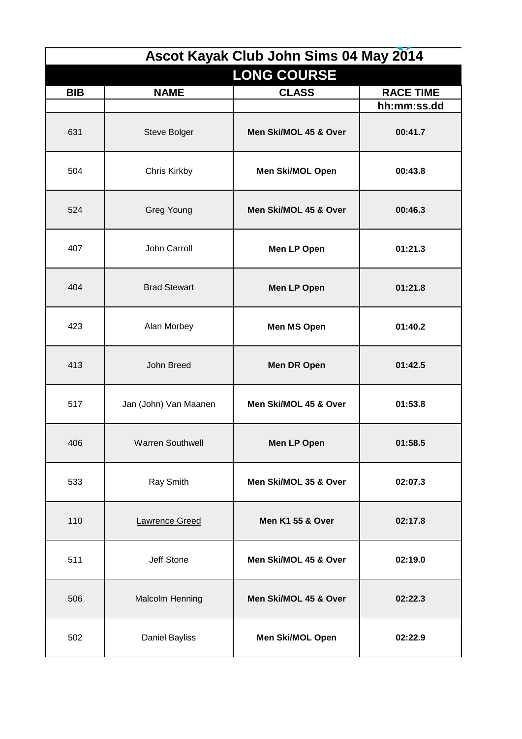| Ascot Kayak Club John Sims 04 May 2014 | | | |
|---|---|---|---|
| **LONG COURSE** | | | |
| **BIB** | **NAME** | **CLASS** | **RACE TIME** |
| | | | **hh:mm:ss.dd** |
| 631 | Steve Bolger | **Men Ski/MOL 45 & Over** | **00:41.7** |
| 504 | Chris Kirkby | **Men Ski/MOL Open** | **00:43.8** |
| 524 | Greg Young | **Men Ski/MOL 45 & Over** | **00:46.3** |
| 407 | John Carroll | **Men LP Open** | **01:21.3** |
| 404 | Brad Stewart | **Men LP Open** | **01:21.8** |
| 423 | Alan Morbey | **Men MS Open** | **01:40.2** |
| 413 | John Breed | **Men DR Open** | **01:42.5** |
| 517 | Jan (John) Van Maanen | **Men Ski/MOL 45 & Over** | **01:53.8** |
| 406 | Warren Southwell | **Men LP Open** | **01:58.5** |
| 533 | Ray Smith | **Men Ski/MOL 35 & Over** | **02:07.3** |
| 110 | Lawrence Greed | **Men K1 55 & Over** | **02:17.8** |
| 511 | Jeff Stone | **Men Ski/MOL 45 & Over** | **02:19.0** |
| 506 | Malcolm Henning | **Men Ski/MOL 45 & Over** | **02:22.3** |
| 502 | Daniel Bayliss | **Men Ski/MOL Open** | **02:22.9** |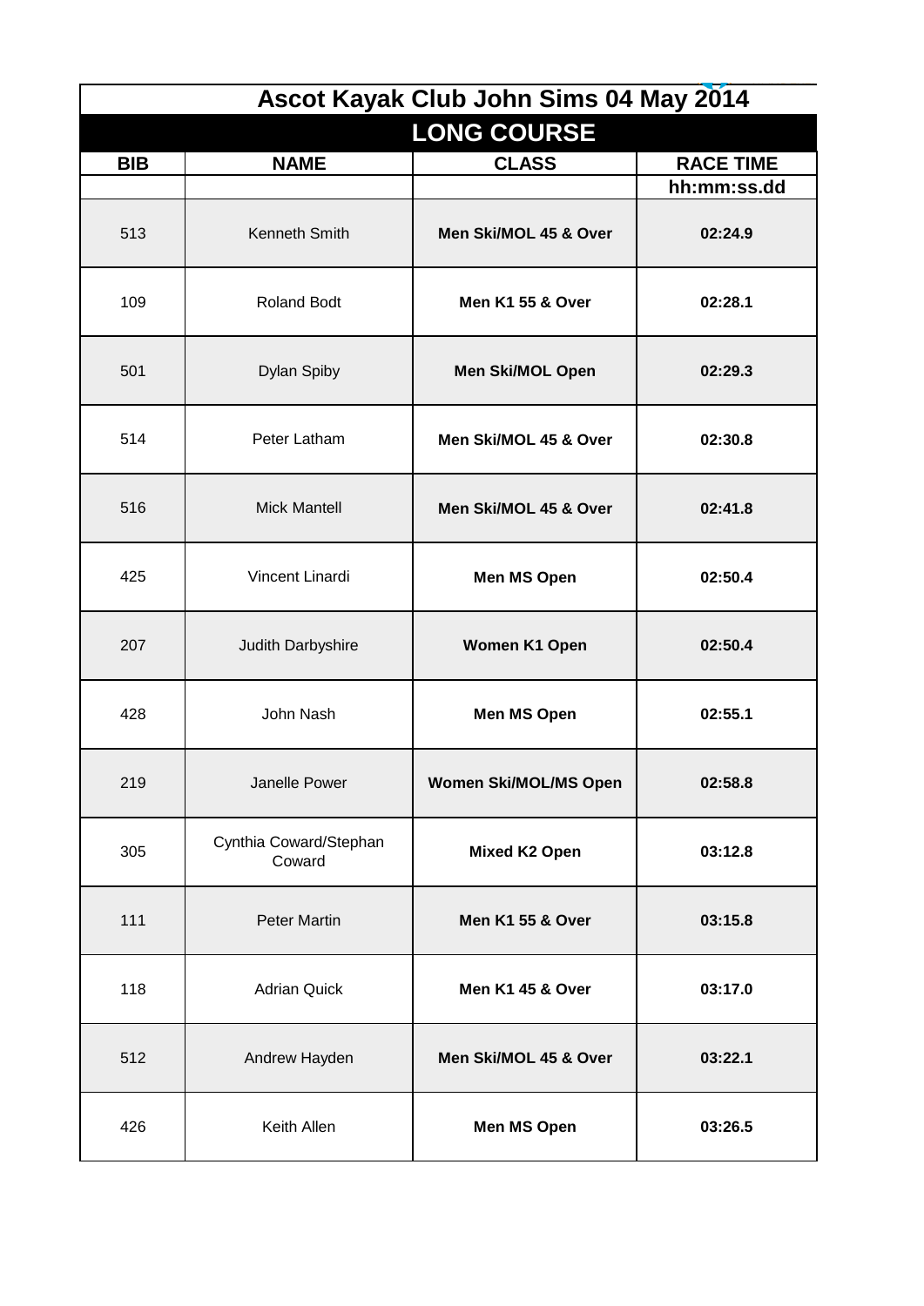# Ascot Kayak Club John Sims 04 May 2014

## LONG COURSE

| BIB | NAME | CLASS | RACE TIME |
|---|---|---|---|
| | | | hh:mm:ss.dd |
| 513 | Kenneth Smith | **Men Ski/MOL 45 & Over** | **02:24.9** |
| 109 | Roland Bodt | **Men K1 55 & Over** | **02:28.1** |
| 501 | Dylan Spiby | **Men Ski/MOL Open** | **02:29.3** |
| 514 | Peter Latham | **Men Ski/MOL 45 & Over** | **02:30.8** |
| 516 | Mick Mantell | **Men Ski/MOL 45 & Over** | **02:41.8** |
| 425 | Vincent Linardi | **Men MS Open** | **02:50.4** |
| 207 | Judith Darbyshire | **Women K1 Open** | **02:50.4** |
| 428 | John Nash | **Men MS Open** | **02:55.1** |
| 219 | Janelle Power | **Women Ski/MOL/MS Open** | **02:58.8** |
| 305 | Cynthia Coward/Stephan Coward | **Mixed K2 Open** | **03:12.8** |
| 111 | Peter Martin | **Men K1 55 & Over** | **03:15.8** |
| 118 | Adrian Quick | **Men K1 45 & Over** | **03:17.0** |
| 512 | Andrew Hayden | **Men Ski/MOL 45 & Over** | **03:22.1** |
| 426 | Keith Allen | **Men MS Open** | **03:26.5** |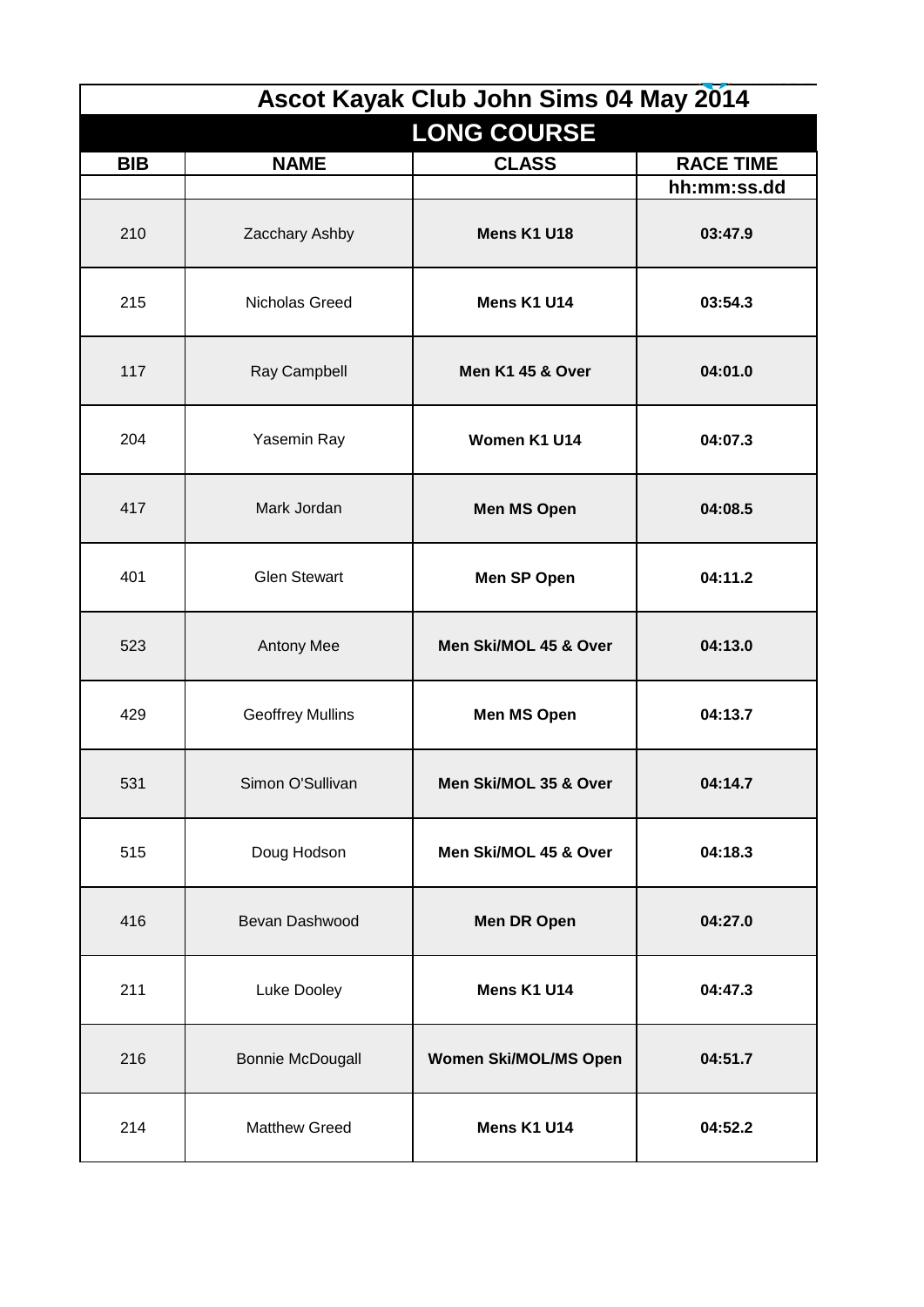# Ascot Kayak Club John Sims 04 May 2014

## LONG COURSE

| BIB | NAME | CLASS | RACE TIME |
|---|---|---|---|
| | | | hh:mm:ss.dd |
| 210 | Zacchary Ashby | **Mens K1 U18** | **03:47.9** |
| 215 | Nicholas Greed | **Mens K1 U14** | **03:54.3** |
| 117 | Ray Campbell | **Men K1 45 & Over** | **04:01.0** |
| 204 | Yasemin Ray | **Women K1 U14** | **04:07.3** |
| 417 | Mark Jordan | **Men MS Open** | **04:08.5** |
| 401 | Glen Stewart | **Men SP Open** | **04:11.2** |
| 523 | Antony Mee | **Men Ski/MOL 45 & Over** | **04:13.0** |
| 429 | Geoffrey Mullins | **Men MS Open** | **04:13.7** |
| 531 | Simon O'Sullivan | **Men Ski/MOL 35 & Over** | **04:14.7** |
| 515 | Doug Hodson | **Men Ski/MOL 45 & Over** | **04:18.3** |
| 416 | Bevan Dashwood | **Men DR Open** | **04:27.0** |
| 211 | Luke Dooley | **Mens K1 U14** | **04:47.3** |
| 216 | Bonnie McDougall | **Women Ski/MOL/MS Open** | **04:51.7** |
| 214 | Matthew Greed | **Mens K1 U14** | **04:52.2** |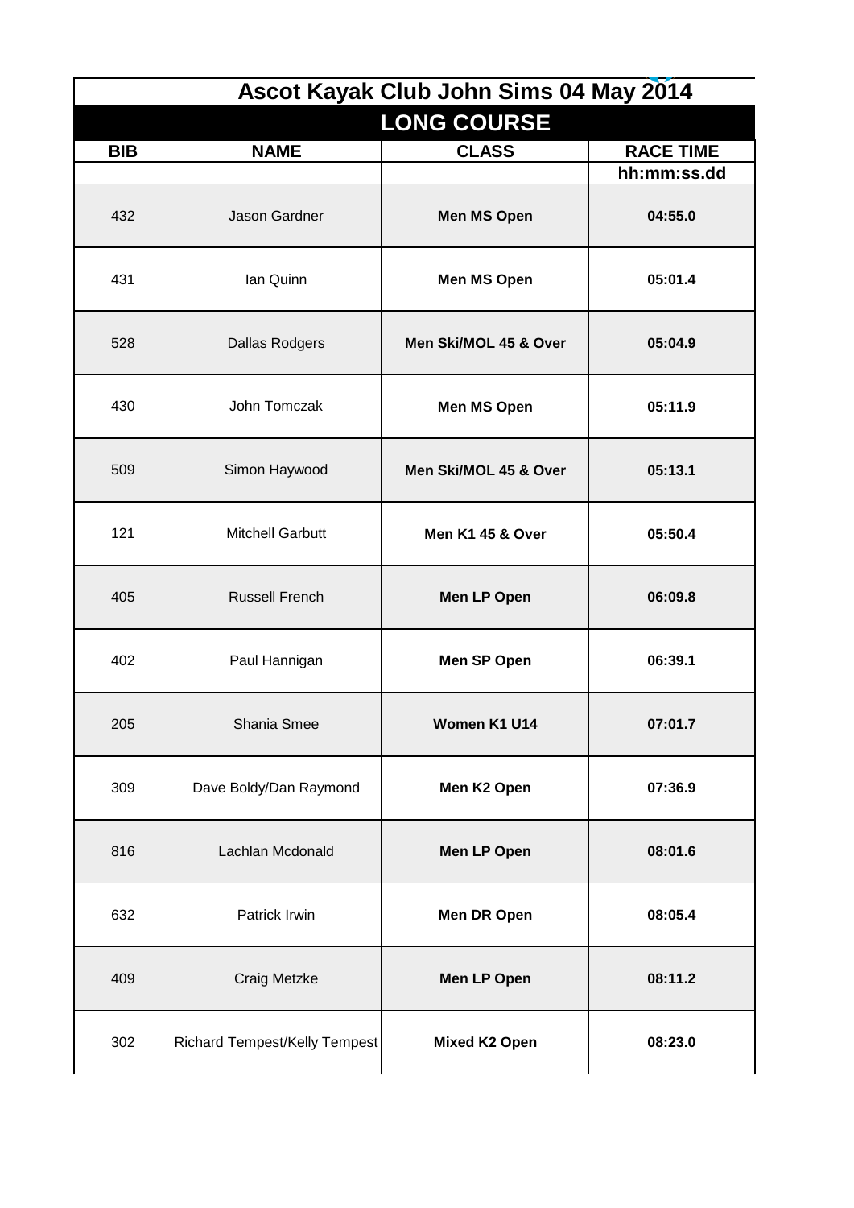# Ascot Kayak Club John Sims 04 May 2014

## LONG COURSE

| BIB | NAME | CLASS | RACE TIME |
|---|---|---|---|
| | | | hh:mm:ss.dd |
| 432 | Jason Gardner | **Men MS Open** | **04:55.0** |
| 431 | Ian Quinn | **Men MS Open** | **05:01.4** |
| 528 | Dallas Rodgers | **Men Ski/MOL 45 & Over** | **05:04.9** |
| 430 | John Tomczak | **Men MS Open** | **05:11.9** |
| 509 | Simon Haywood | **Men Ski/MOL 45 & Over** | **05:13.1** |
| 121 | Mitchell Garbutt | **Men K1 45 & Over** | **05:50.4** |
| 405 | Russell French | **Men LP Open** | **06:09.8** |
| 402 | Paul Hannigan | **Men SP Open** | **06:39.1** |
| 205 | Shania Smee | **Women K1 U14** | **07:01.7** |
| 309 | Dave Boldy/Dan Raymond | **Men K2 Open** | **07:36.9** |
| 816 | Lachlan Mcdonald | **Men LP Open** | **08:01.6** |
| 632 | Patrick Irwin | **Men DR Open** | **08:05.4** |
| 409 | Craig Metzke | **Men LP Open** | **08:11.2** |
| 302 | Richard Tempest/Kelly Tempest | **Mixed K2 Open** | **08:23.0** |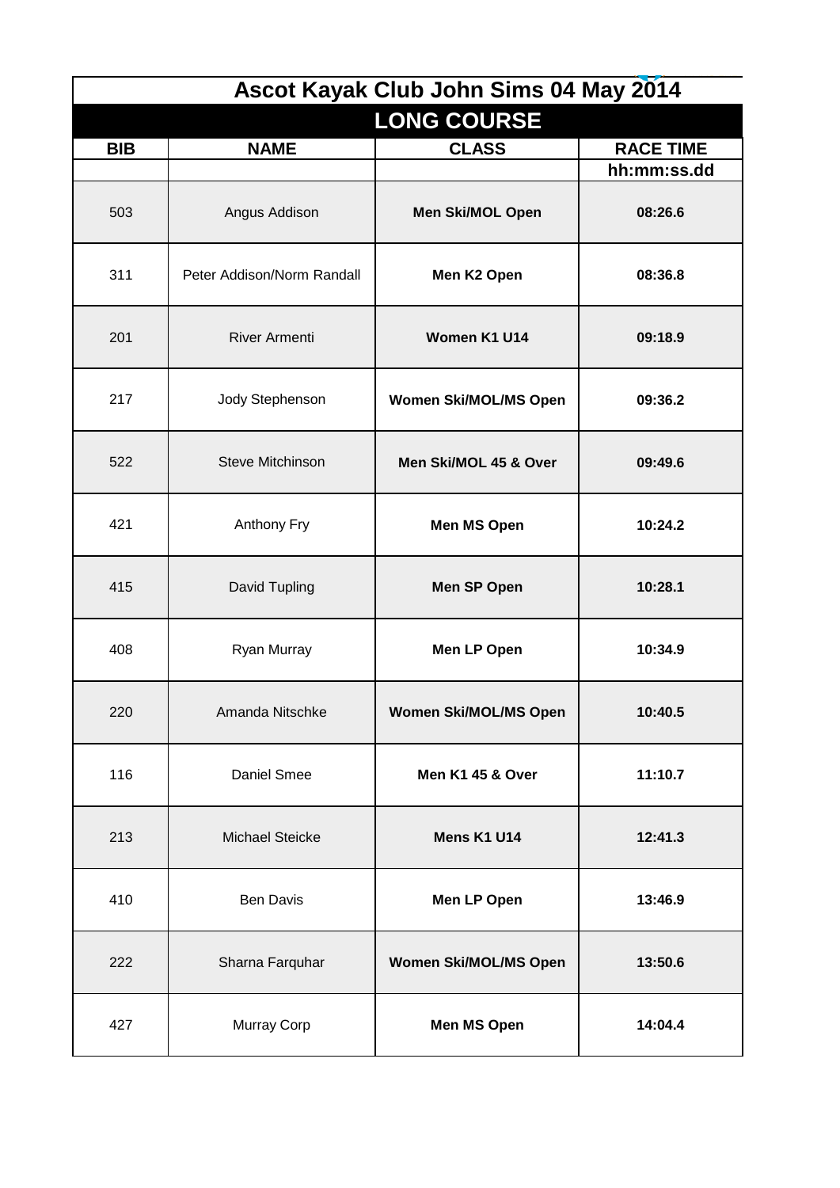# Ascot Kayak Club John Sims 04 May 2014

## LONG COURSE

| BIB | NAME | CLASS | RACE TIME |
|---|---|---|---|
| | | | hh:mm:ss.dd |
| 503 | Angus Addison | **Men Ski/MOL Open** | **08:26.6** |
| 311 | Peter Addison/Norm Randall | **Men K2 Open** | **08:36.8** |
| 201 | River Armenti | **Women K1 U14** | **09:18.9** |
| 217 | Jody Stephenson | **Women Ski/MOL/MS Open** | **09:36.2** |
| 522 | Steve Mitchinson | **Men Ski/MOL 45 & Over** | **09:49.6** |
| 421 | Anthony Fry | **Men MS Open** | **10:24.2** |
| 415 | David Tupling | **Men SP Open** | **10:28.1** |
| 408 | Ryan Murray | **Men LP Open** | **10:34.9** |
| 220 | Amanda Nitschke | **Women Ski/MOL/MS Open** | **10:40.5** |
| 116 | Daniel Smee | **Men K1 45 & Over** | **11:10.7** |
| 213 | Michael Steicke | **Mens K1 U14** | **12:41.3** |
| 410 | Ben Davis | **Men LP Open** | **13:46.9** |
| 222 | Sharna Farquhar | **Women Ski/MOL/MS Open** | **13:50.6** |
| 427 | Murray Corp | **Men MS Open** | **14:04.4** |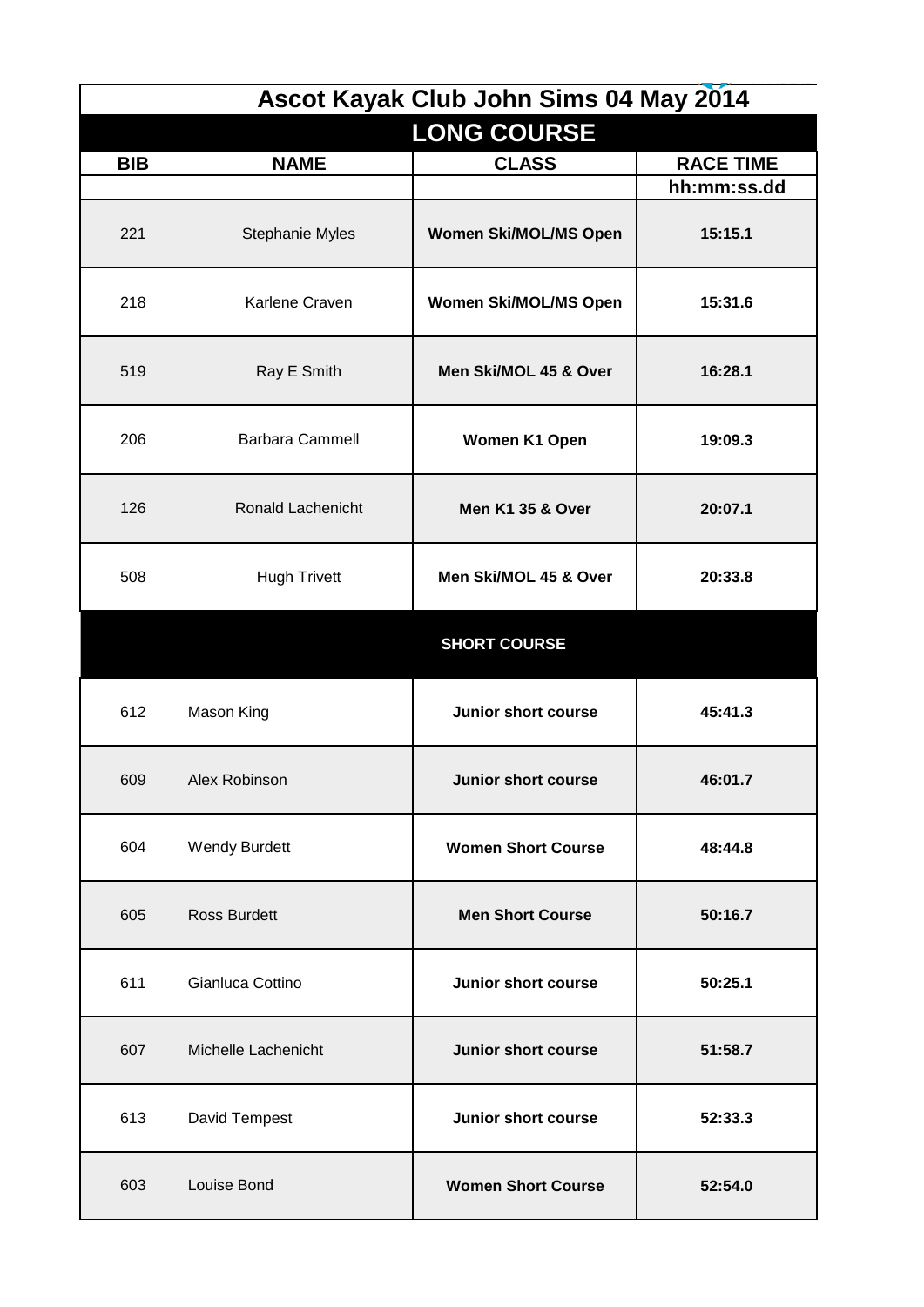# Ascot Kayak Club John Sims 04 May 2014

## LONG COURSE

| BIB | NAME | CLASS | RACE TIME |
|---|---|---|---|
| | | | hh:mm:ss.dd |
| 221 | Stephanie Myles | **Women Ski/MOL/MS Open** | **15:15.1** |
| 218 | Karlene Craven | **Women Ski/MOL/MS Open** | **15:31.6** |
| 519 | Ray E Smith | **Men Ski/MOL 45 & Over** | **16:28.1** |
| 206 | Barbara Cammell | **Women K1 Open** | **19:09.3** |
| 126 | Ronald Lachenicht | **Men K1 35 & Over** | **20:07.1** |
| 508 | Hugh Trivett | **Men Ski/MOL 45 & Over** | **20:33.8** |
| | | **SHORT COURSE** | |
| 612 | Mason King | **Junior short course** | **45:41.3** |
| 609 | Alex Robinson | **Junior short course** | **46:01.7** |
| 604 | Wendy Burdett | **Women Short Course** | **48:44.8** |
| 605 | Ross Burdett | **Men Short Course** | **50:16.7** |
| 611 | Gianluca Cottino | **Junior short course** | **50:25.1** |
| 607 | Michelle Lachenicht | **Junior short course** | **51:58.7** |
| 613 | David Tempest | **Junior short course** | **52:33.3** |
| 603 | Louise Bond | **Women Short Course** | **52:54.0** |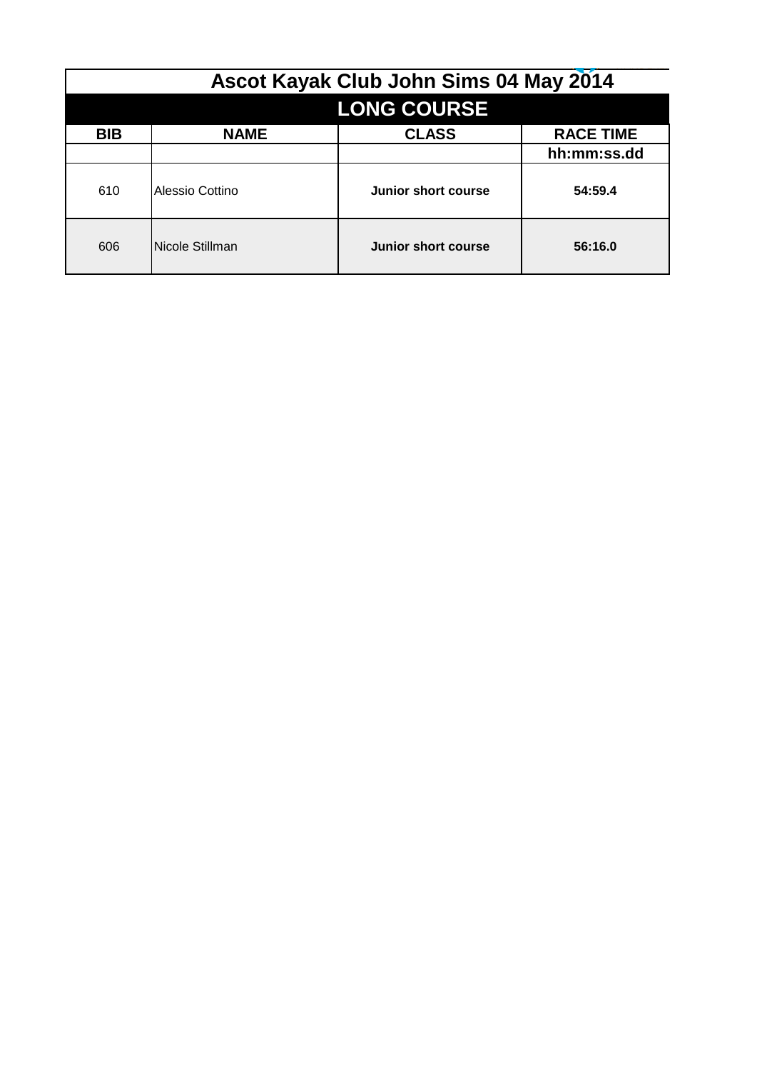# Ascot Kayak Club John Sims 04 May 2014

## LONG COURSE

| BIB | NAME | CLASS | RACE TIME |
|---|---|---|---|
| | | | hh:mm:ss.dd |
| 610 | Alessio Cottino | **Junior short course** | **54:59.4** |
| 606 | Nicole Stillman | **Junior short course** | **56:16.0** |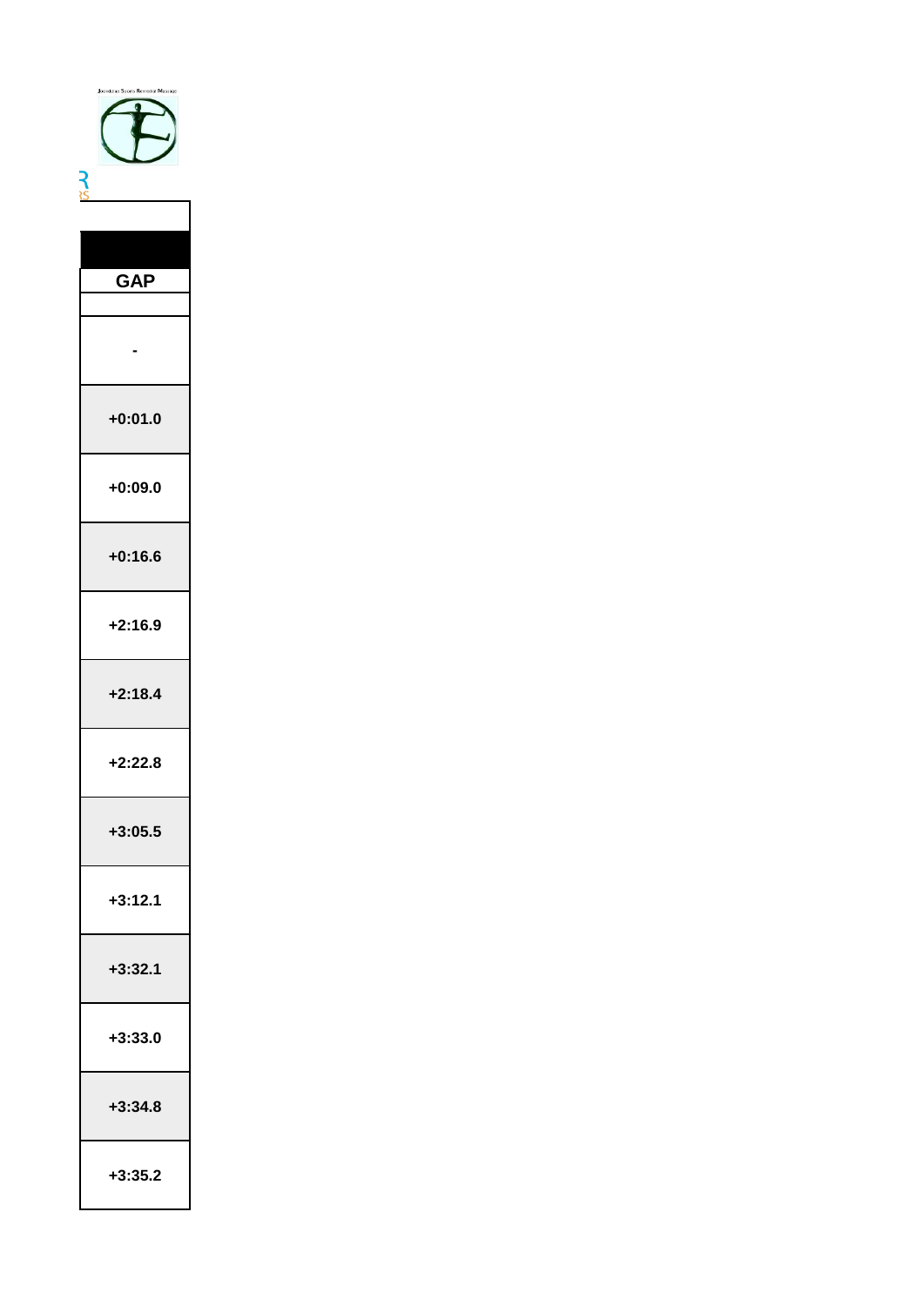| GAP |
| --- |
| - |
| +0:01.0 |
| +0:09.0 |
| +0:16.6 |
| +2:16.9 |
| +2:18.4 |
| +2:22.8 |
| +3:05.5 |
| +3:12.1 |
| +3:32.1 |
| +3:33.0 |
| +3:34.8 |
| +3:35.2 |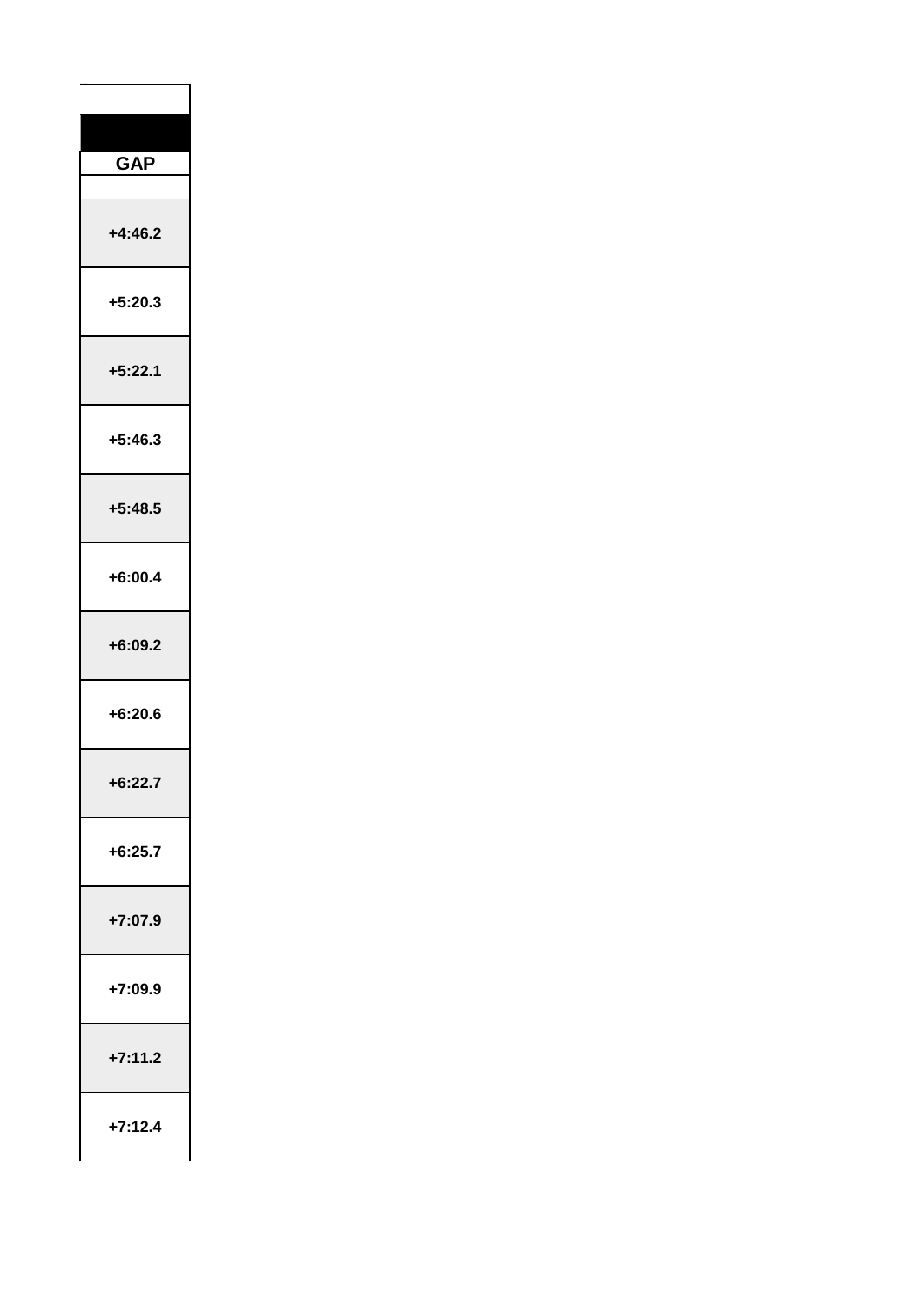| GAP |
| --- |
| |
| +4:46.2 |
| +5:20.3 |
| +5:22.1 |
| +5:46.3 |
| +5:48.5 |
| +6:00.4 |
| +6:09.2 |
| +6:20.6 |
| +6:22.7 |
| +6:25.7 |
| +7:07.9 |
| +7:09.9 |
| +7:11.2 |
| +7:12.4 |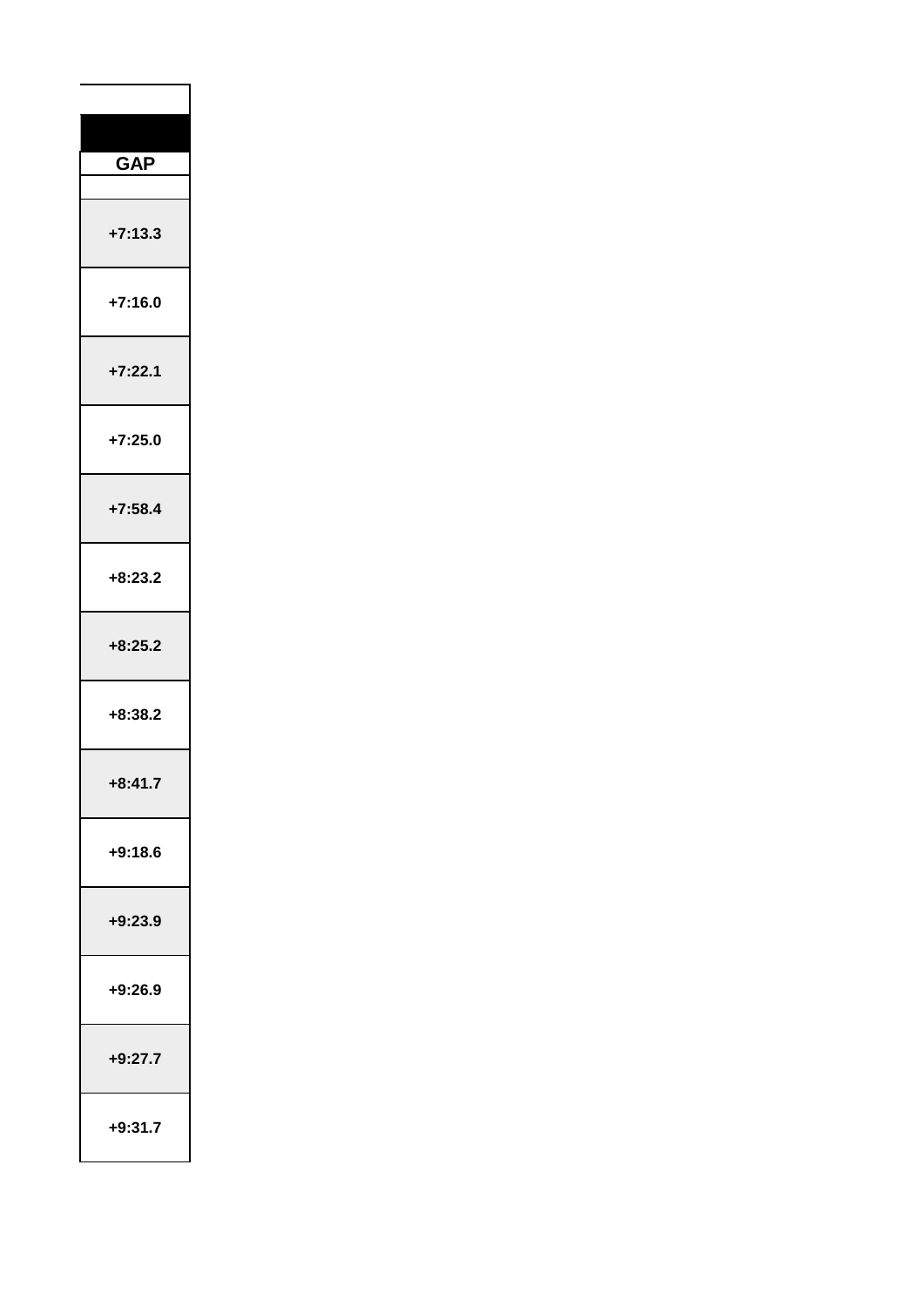| GAP |
| --- |
| |
| +7:13.3 |
| +7:16.0 |
| +7:22.1 |
| +7:25.0 |
| +7:58.4 |
| +8:23.2 |
| +8:25.2 |
| +8:38.2 |
| +8:41.7 |
| +9:18.6 |
| +9:23.9 |
| +9:26.9 |
| +9:27.7 |
| +9:31.7 |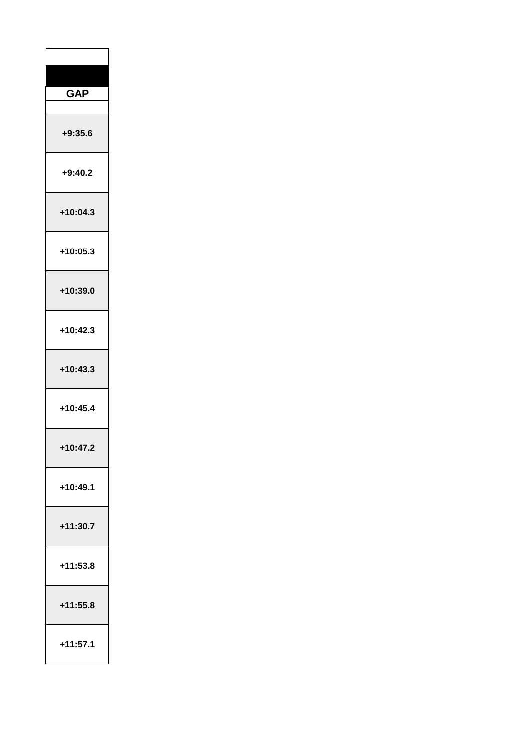| GAP |
| --- |
| |
| +9:35.6 |
| +9:40.2 |
| +10:04.3 |
| +10:05.3 |
| +10:39.0 |
| +10:42.3 |
| +10:43.3 |
| +10:45.4 |
| +10:47.2 |
| +10:49.1 |
| +11:30.7 |
| +11:53.8 |
| +11:55.8 |
| +11:57.1 |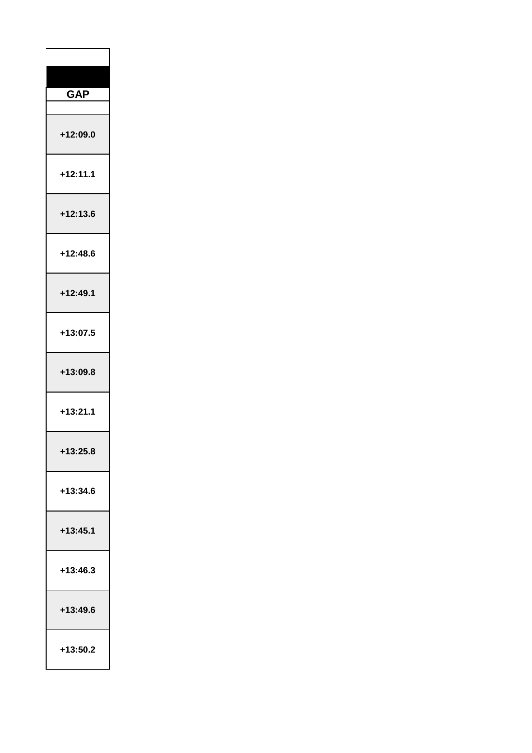| GAP |
| --- |
| |
| +12:09.0 |
| +12:11.1 |
| +12:13.6 |
| +12:48.6 |
| +12:49.1 |
| +13:07.5 |
| +13:09.8 |
| +13:21.1 |
| +13:25.8 |
| +13:34.6 |
| +13:45.1 |
| +13:46.3 |
| +13:49.6 |
| +13:50.2 |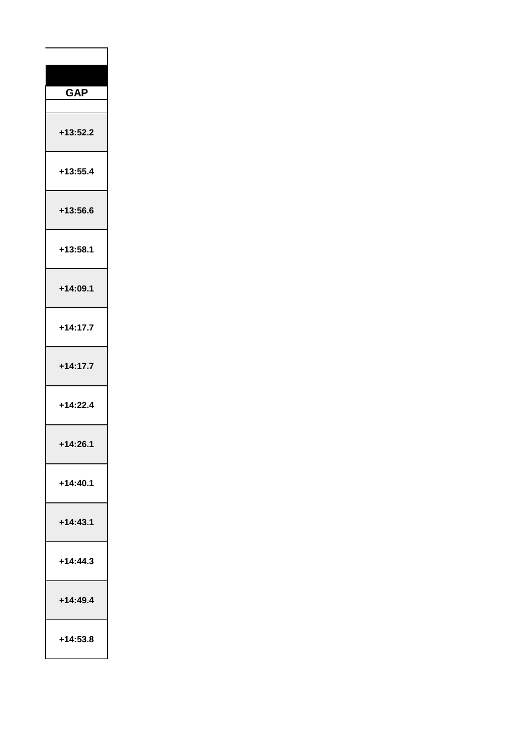| GAP |
| --- |
| |
| +13:52.2 |
| +13:55.4 |
| +13:56.6 |
| +13:58.1 |
| +14:09.1 |
| +14:17.7 |
| +14:17.7 |
| +14:22.4 |
| +14:26.1 |
| +14:40.1 |
| +14:43.1 |
| +14:44.3 |
| +14:49.4 |
| +14:53.8 |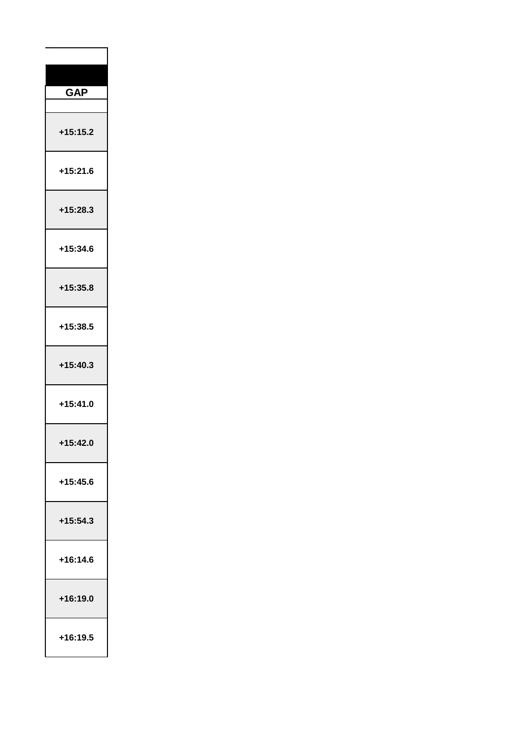| GAP |
| --- |
| |
| +15:15.2 |
| +15:21.6 |
| +15:28.3 |
| +15:34.6 |
| +15:35.8 |
| +15:38.5 |
| +15:40.3 |
| +15:41.0 |
| +15:42.0 |
| +15:45.6 |
| +15:54.3 |
| +16:14.6 |
| +16:19.0 |
| +16:19.5 |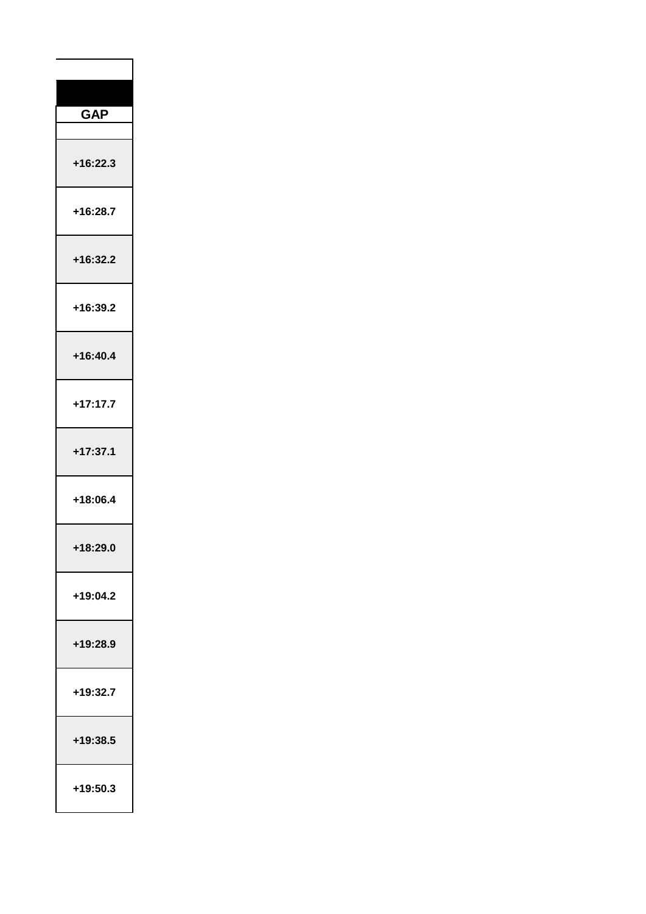| GAP |
| --- |
| |
| +16:22.3 |
| +16:28.7 |
| +16:32.2 |
| +16:39.2 |
| +16:40.4 |
| +17:17.7 |
| +17:37.1 |
| +18:06.4 |
| +18:29.0 |
| +19:04.2 |
| +19:28.9 |
| +19:32.7 |
| +19:38.5 |
| +19:50.3 |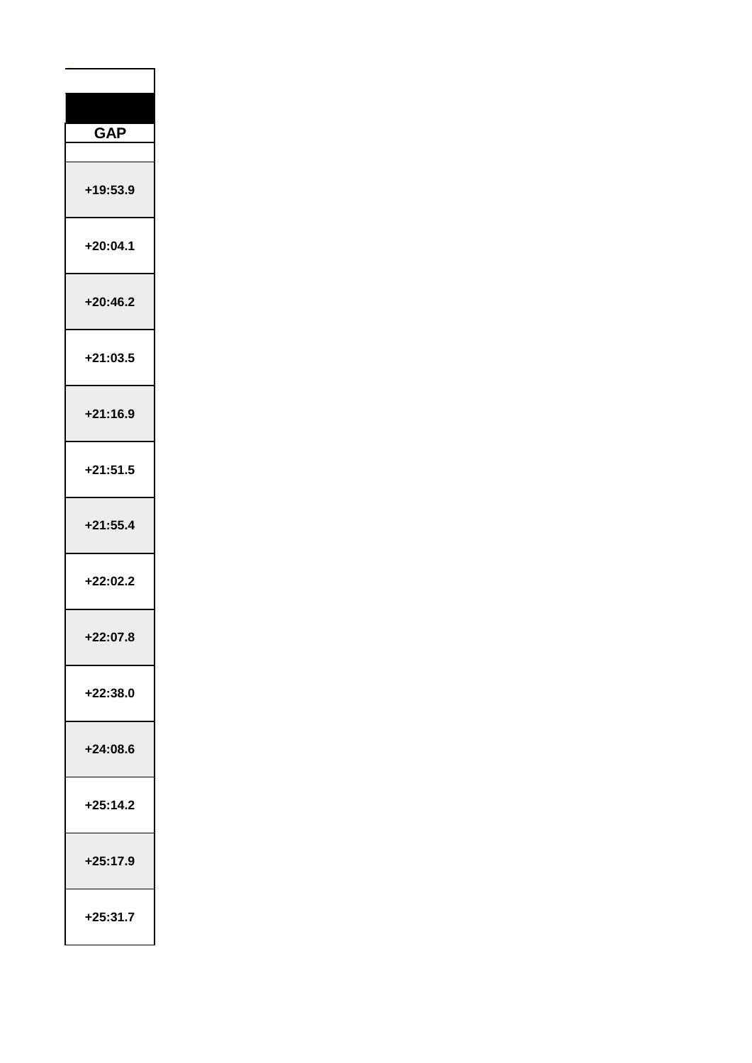| GAP |
| --- |
| |
| +19:53.9 |
| +20:04.1 |
| +20:46.2 |
| +21:03.5 |
| +21:16.9 |
| +21:51.5 |
| +21:55.4 |
| +22:02.2 |
| +22:07.8 |
| +22:38.0 |
| +24:08.6 |
| +25:14.2 |
| +25:17.9 |
| +25:31.7 |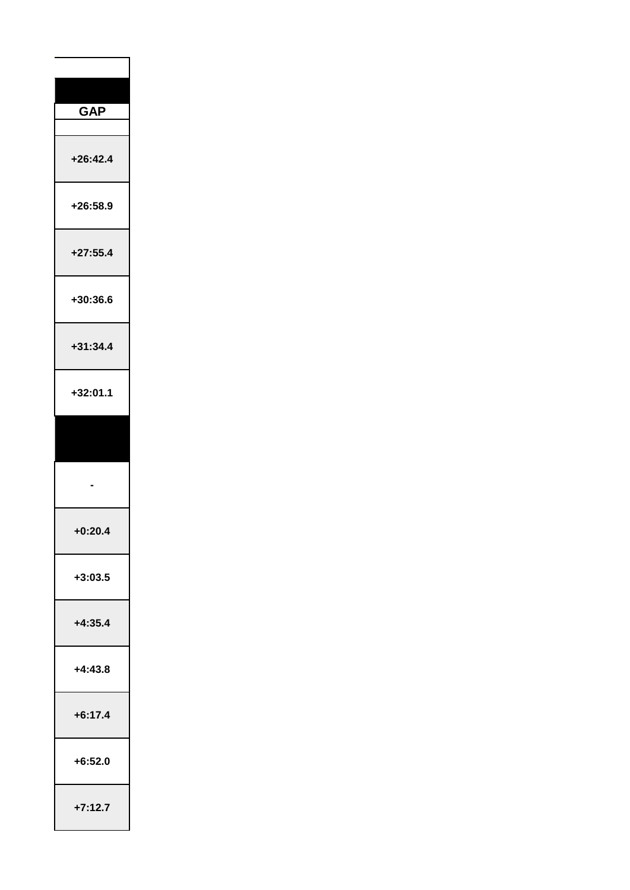| GAP |
| --- |
| |
| +26:42.4 |
| +26:58.9 |
| +27:55.4 |
| +30:36.6 |
| +31:34.4 |
| +32:01.1 |
| |
| - |
| +0:20.4 |
| +3:03.5 |
| +4:35.4 |
| +4:43.8 |
| +6:17.4 |
| +6:52.0 |
| +7:12.7 |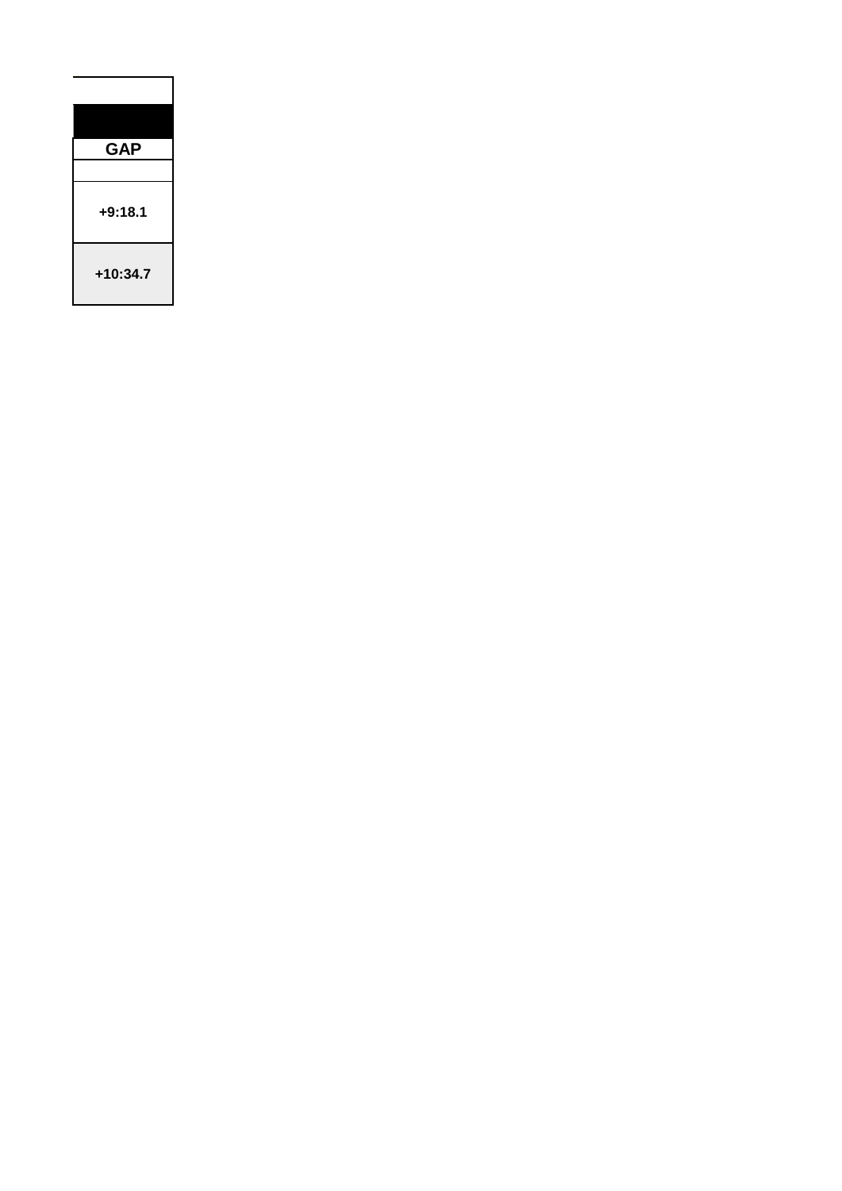| GAP |
| --- |
| |
| +9:18.1 |
| +10:34.7 |